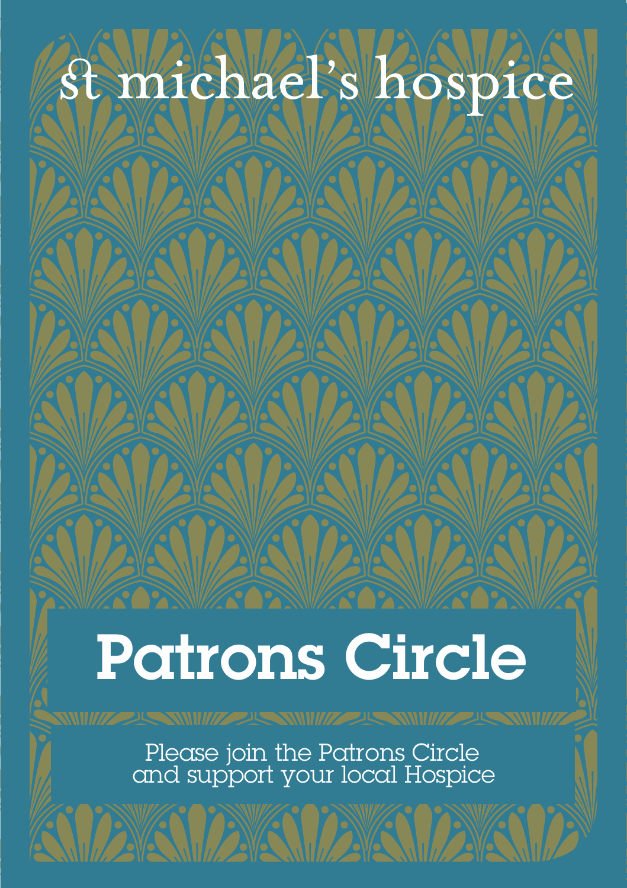st michael's hospice

# Patrons Circle

Please join the Patrons Circle
and support your local Hospice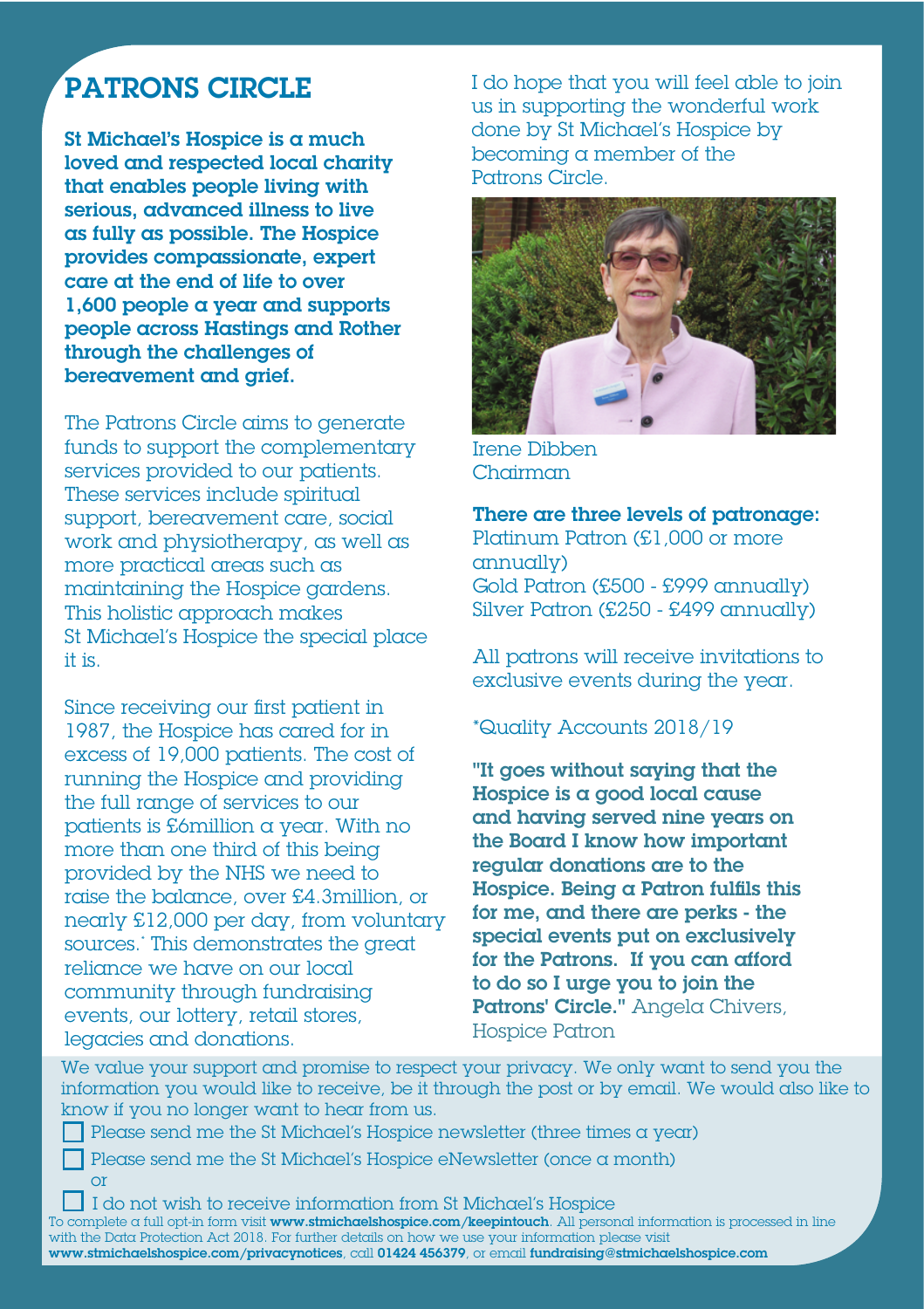# PATRONS CIRCLE

**St Michael's Hospice is a much loved and respected local charity that enables people living with serious, advanced illness to live as fully as possible. The Hospice provides compassionate, expert care at the end of life to over 1,600 people a year and supports people across Hastings and Rother through the challenges of bereavement and grief.**

The Patrons Circle aims to generate funds to support the complementary services provided to our patients. These services include spiritual support, bereavement care, social work and physiotherapy, as well as more practical areas such as maintaining the Hospice gardens. This holistic approach makes St Michael's Hospice the special place it is.

Since receiving our first patient in 1987, the Hospice has cared for in excess of 19,000 patients. The cost of running the Hospice and providing the full range of services to our patients is £6million a year. With no more than one third of this being provided by the NHS we need to raise the balance, over £4.3million, or nearly £12,000 per day, from voluntary sources.* This demonstrates the great reliance we have on our local community through fundraising events, our lottery, retail stores, legacies and donations.

I do hope that you will feel able to join us in supporting the wonderful work done by St Michael's Hospice by becoming a member of the Patrons Circle.

Irene Dibben
Chairman

**There are three levels of patronage:**
Platinum Patron (£1,000 or more annually)
Gold Patron (£500 - £999 annually)
Silver Patron (£250 - £499 annually)

All patrons will receive invitations to exclusive events during the year.

*Quality Accounts 2018/19

**"It goes without saying that the Hospice is a good local cause and having served nine years on the Board I know how important regular donations are to the Hospice. Being a Patron fulfils this for me, and there are perks - the special events put on exclusively for the Patrons. If you can afford to do so I urge you to join the Patrons' Circle."** Angela Chivers, Hospice Patron

We value your support and promise to respect your privacy. We only want to send you the information you would like to receive, be it through the post or by email. We would also like to know if you no longer want to hear from us.

- ☐ Please send me the St Michael's Hospice newsletter (three times a year)
- ☐ Please send me the St Michael's Hospice eNewsletter (once a month)

or

- ☐ I do not wish to receive information from St Michael's Hospice

To complete a full opt-in form visit **www.stmichaelshospice.com/keepintouch**. All personal information is processed in line with the Data Protection Act 2018. For further details on how we use your information please visit **www.stmichaelshospice.com/privacynotices**, call **01424 456379**, or email **fundraising@stmichaelshospice.com**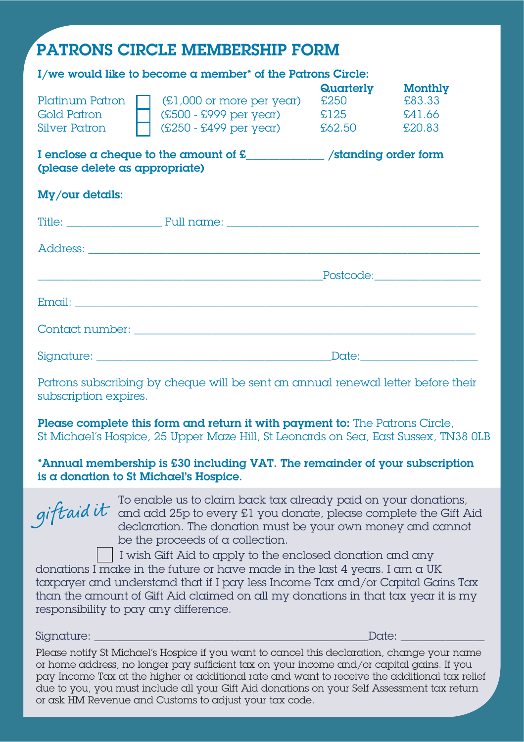# PATRONS CIRCLE MEMBERSHIP FORM

**I/we would like to become a member* of the Patrons Circle:**

| | | | Quarterly | Monthly |
|---|---|---|---|---|
| Platinum Patron | ☐ | (£1,000 or more per year) | £250 | £83.33 |
| Gold Patron | ☐ | (£500 - £999 per year) | £125 | £41.66 |
| Silver Patron | ☐ | (£250 - £499 per year) | £62.50 | £20.83 |

**I enclose a cheque to the amount of £______________ /standing order form (please delete as appropriate)**

**My/our details:**

Title: ________________ Full name: ______________________________________________

Address: ______________________________________________________________________

______________________________________________________Postcode:__________________

Email: _________________________________________________________________________

Contact number: ________________________________________________________________

Signature: ____________________________________________Date:____________________

Patrons subscribing by cheque will be sent an annual renewal letter before their subscription expires.

**Please complete this form and return it with payment to:** The Patrons Circle, St Michael's Hospice, 25 Upper Maze Hill, St Leonards on Sea, East Sussex, TN38 0LB

**\*Annual membership is £30 including VAT. The remainder of your subscription is a donation to St Michael's Hospice.**

*giftaid it* To enable us to claim back tax already paid on your donations, and add 25p to every £1 you donate, please complete the Gift Aid declaration. The donation must be your own money and cannot be the proceeds of a collection.

☐ I wish Gift Aid to apply to the enclosed donation and any donations I make in the future or have made in the last 4 years. I am a UK taxpayer and understand that if I pay less Income Tax and/or Capital Gains Tax than the amount of Gift Aid claimed on all my donations in that tax year it is my responsibility to pay any difference.

Signature: _____________________________________________________Date: _______________

Please notify St Michael's Hospice if you want to cancel this declaration, change your name or home address, no longer pay sufficient tax on your income and/or capital gains. If you pay Income Tax at the higher or additional rate and want to receive the additional tax relief due to you, you must include all your Gift Aid donations on your Self Assessment tax return or ask HM Revenue and Customs to adjust your tax code.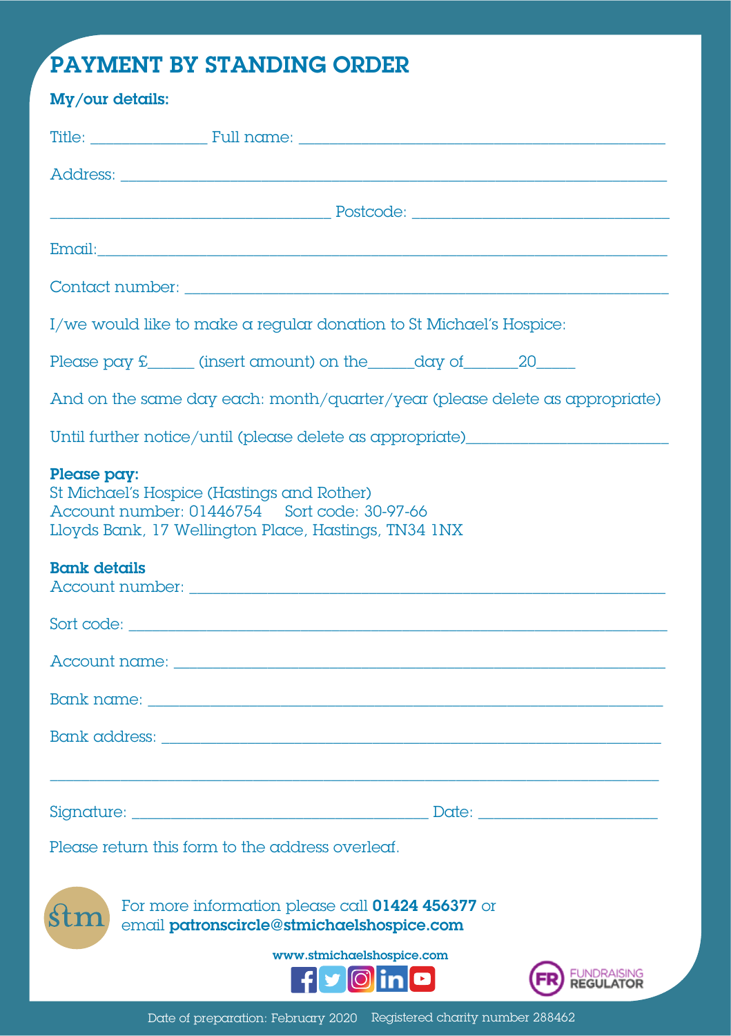# PAYMENT BY STANDING ORDER

**My/our details:**

Title: ______________ Full name: ______________________________________________

Address: ______________________________________________________________________

___________________________________ Postcode: ________________________________

Email:_________________________________________________________________________

Contact number: _______________________________________________________________

I/we would like to make a regular donation to St Michael's Hospice:

Please pay £______ (insert amount) on the______day of_______20_____

And on the same day each: month/quarter/year (please delete as appropriate)

Until further notice/until (please delete as appropriate)________________________

**Please pay:**
St Michael's Hospice (Hastings and Rother)
Account number: 01446754 Sort code: 30-97-66
Lloyds Bank, 17 Wellington Place, Hastings, TN34 1NX

**Bank details**
Account number: _______________________________________________________________

Sort code: ____________________________________________________________________

Account name: _________________________________________________________________

Bank name: ____________________________________________________________________

Bank address: _________________________________________________________________

_______________________________________________________________________________

Signature: ____________________________________ Date: _______________________

Please return this form to the address overleaf.

For more information please call **01424 456377** or email **patronscircle@stmichaelshospice.com**

**www.stmichaelshospice.com**

FUNDRAISING REGULATOR

Date of preparation: February 2020 Registered charity number 288462